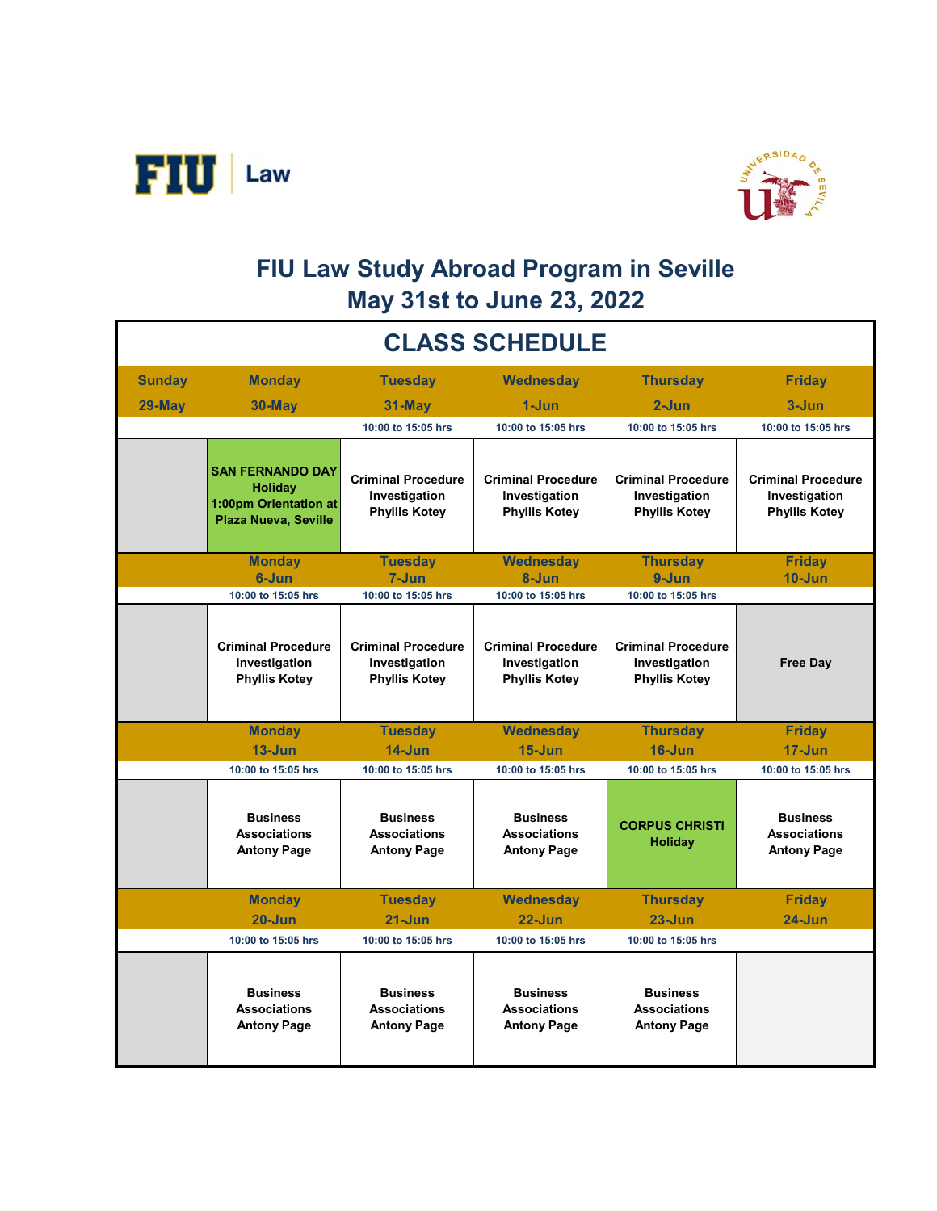FIU | Law

# FIU Law Study Abroad Program in Seville
## May 31st to June 23, 2022

## CLASS SCHEDULE

| Sunday | Monday | Tuesday | Wednesday | Thursday | Friday |
|---|---|---|---|---|---|
| 29-May | 30-May | 31-May | 1-Jun | 2-Jun | 3-Jun |
| | | 10:00 to 15:05 hrs | 10:00 to 15:05 hrs | 10:00 to 15:05 hrs | 10:00 to 15:05 hrs |
| | **SAN FERNANDO DAY Holiday 1:00pm Orientation at Plaza Nueva, Seville** | **Criminal Procedure Investigation Phyllis Kotey** | **Criminal Procedure Investigation Phyllis Kotey** | **Criminal Procedure Investigation Phyllis Kotey** | **Criminal Procedure Investigation Phyllis Kotey** |
| | Monday | Tuesday | Wednesday | Thursday | Friday |
| | 6-Jun | 7-Jun | 8-Jun | 9-Jun | 10-Jun |
| | 10:00 to 15:05 hrs | 10:00 to 15:05 hrs | 10:00 to 15:05 hrs | 10:00 to 15:05 hrs | |
| | **Criminal Procedure Investigation Phyllis Kotey** | **Criminal Procedure Investigation Phyllis Kotey** | **Criminal Procedure Investigation Phyllis Kotey** | **Criminal Procedure Investigation Phyllis Kotey** | **Free Day** |
| | Monday | Tuesday | Wednesday | Thursday | Friday |
| | 13-Jun | 14-Jun | 15-Jun | 16-Jun | 17-Jun |
| | 10:00 to 15:05 hrs | 10:00 to 15:05 hrs | 10:00 to 15:05 hrs | 10:00 to 15:05 hrs | 10:00 to 15:05 hrs |
| | **Business Associations Antony Page** | **Business Associations Antony Page** | **Business Associations Antony Page** | **CORPUS CHRISTI Holiday** | **Business Associations Antony Page** |
| | Monday | Tuesday | Wednesday | Thursday | Friday |
| | 20-Jun | 21-Jun | 22-Jun | 23-Jun | 24-Jun |
| | 10:00 to 15:05 hrs | 10:00 to 15:05 hrs | 10:00 to 15:05 hrs | 10:00 to 15:05 hrs | |
| | **Business Associations Antony Page** | **Business Associations Antony Page** | **Business Associations Antony Page** | **Business Associations Antony Page** | |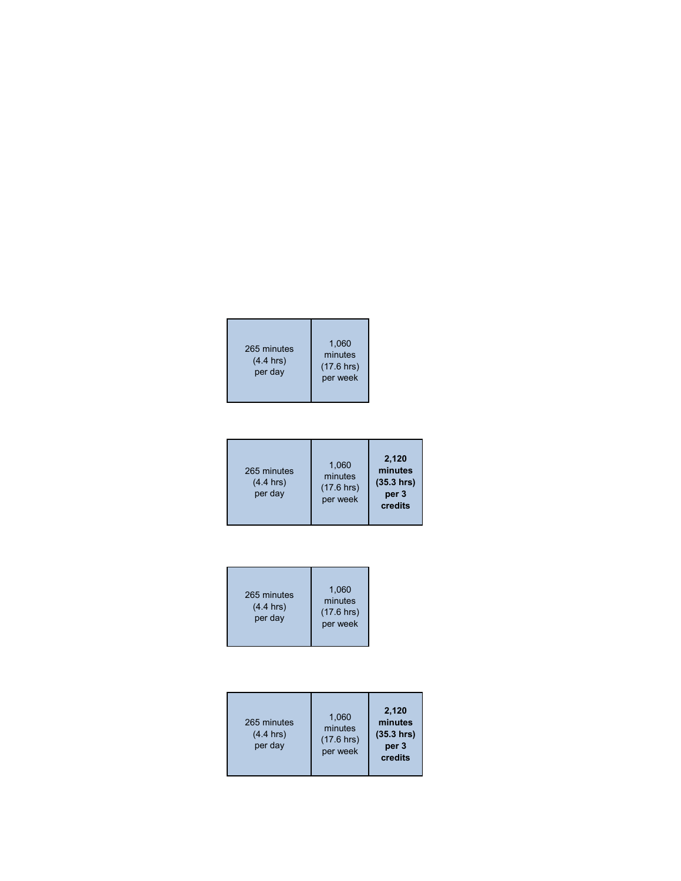| | |
|---|---|
| 265 minutes (4.4 hrs) per day | 1,060 minutes (17.6 hrs) per week |

| | | |
|---|---|---|
| 265 minutes (4.4 hrs) per day | 1,060 minutes (17.6 hrs) per week | **2,120 minutes (35.3 hrs) per 3 credits** |

| | |
|---|---|
| 265 minutes (4.4 hrs) per day | 1,060 minutes (17.6 hrs) per week |

| | | |
|---|---|---|
| 265 minutes (4.4 hrs) per day | 1,060 minutes (17.6 hrs) per week | **2,120 minutes (35.3 hrs) per 3 credits** |